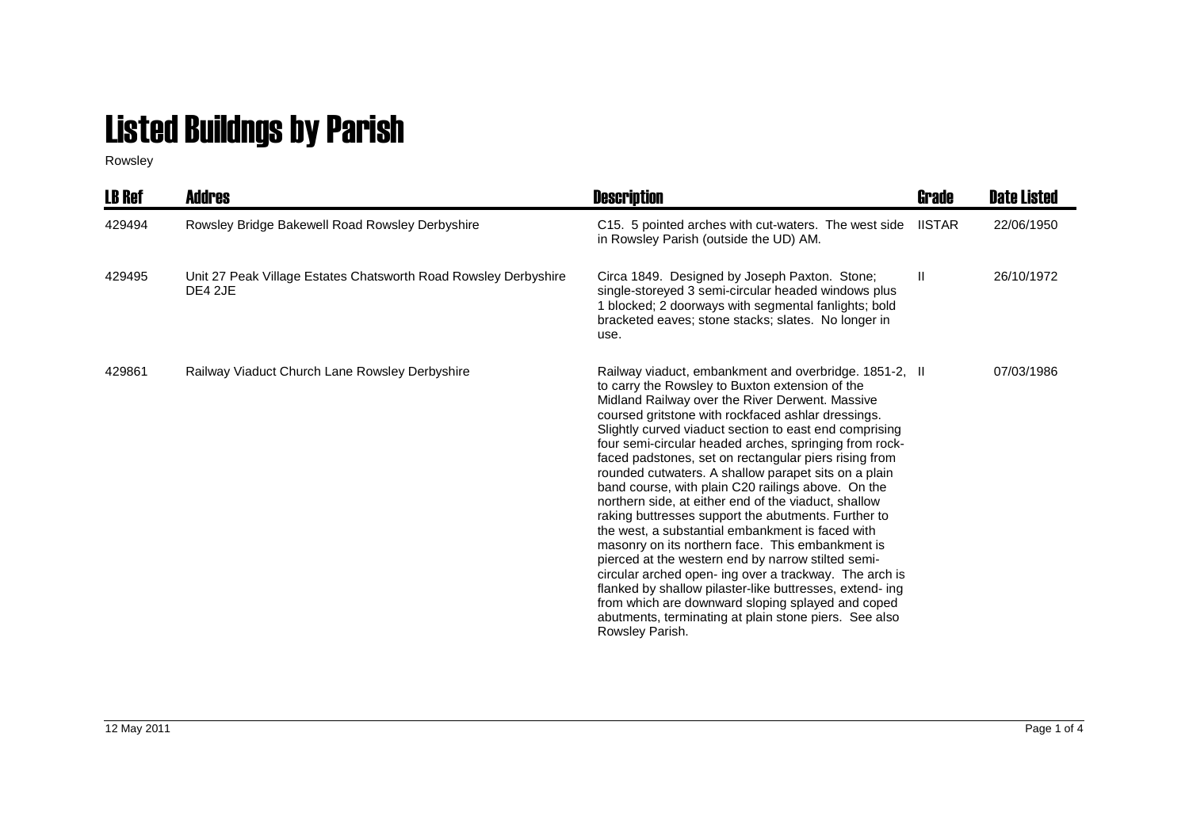# Listed Buildngs by Parish

Rowsley

| LB Ref | Addres | Description | Grade | Date Listed |
|---|---|---|---|---|
| 429494 | Rowsley Bridge Bakewell Road Rowsley Derbyshire | C15. 5 pointed arches with cut-waters. The west side in Rowsley Parish (outside the UD) AM. | IISTAR | 22/06/1950 |
| 429495 | Unit 27 Peak Village Estates Chatsworth Road Rowsley Derbyshire DE4 2JE | Circa 1849. Designed by Joseph Paxton. Stone; single-storeyed 3 semi-circular headed windows plus 1 blocked; 2 doorways with segmental fanlights; bold bracketed eaves; stone stacks; slates. No longer in use. | II | 26/10/1972 |
| 429861 | Railway Viaduct Church Lane Rowsley Derbyshire | Railway viaduct, embankment and overbridge. 1851-2, to carry the Rowsley to Buxton extension of the Midland Railway over the River Derwent. Massive coursed gritstone with rockfaced ashlar dressings. Slightly curved viaduct section to east end comprising four semi-circular headed arches, springing from rock-faced padstones, set on rectangular piers rising from rounded cutwaters. A shallow parapet sits on a plain band course, with plain C20 railings above. On the northern side, at either end of the viaduct, shallow raking buttresses support the abutments. Further to the west, a substantial embankment is faced with masonry on its northern face. This embankment is pierced at the western end by narrow stilted semi-circular arched open- ing over a trackway. The arch is flanked by shallow pilaster-like buttresses, extend- ing from which are downward sloping splayed and coped abutments, terminating at plain stone piers. See also Rowsley Parish. | II | 07/03/1986 |

12 May 2011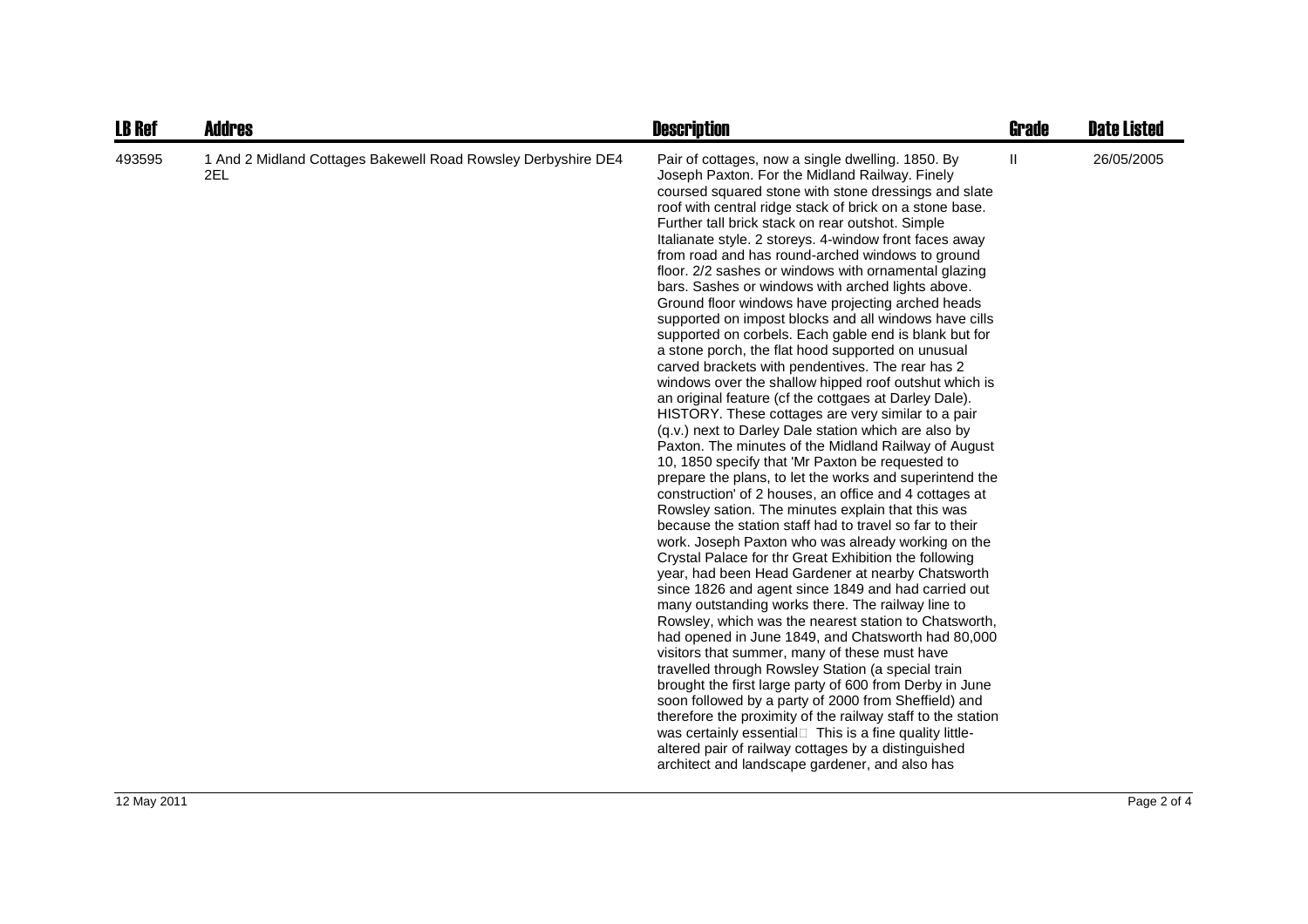| LB Ref | Addres | Description | Grade | Date Listed |
|---|---|---|---|---|
| 493595 | 1 And 2 Midland Cottages Bakewell Road Rowsley Derbyshire DE4 2EL | Pair of cottages, now a single dwelling. 1850. By Joseph Paxton. For the Midland Railway. Finely coursed squared stone with stone dressings and slate roof with central ridge stack of brick on a stone base. Further tall brick stack on rear outshot. Simple Italianate style. 2 storeys. 4-window front faces away from road and has round-arched windows to ground floor. 2/2 sashes or windows with ornamental glazing bars. Sashes or windows with arched lights above. Ground floor windows have projecting arched heads supported on impost blocks and all windows have cills supported on corbels. Each gable end is blank but for a stone porch, the flat hood supported on unusual carved brackets with pendentives. The rear has 2 windows over the shallow hipped roof outshut which is an original feature (cf the cottgaes at Darley Dale). HISTORY. These cottages are very similar to a pair (q.v.) next to Darley Dale station which are also by Paxton. The minutes of the Midland Railway of August 10, 1850 specify that 'Mr Paxton be requested to prepare the plans, to let the works and superintend the construction' of 2 houses, an office and 4 cottages at Rowsley sation. The minutes explain that this was because the station staff had to travel so far to their work. Joseph Paxton who was already working on the Crystal Palace for thr Great Exhibition the following year, had been Head Gardener at nearby Chatsworth since 1826 and agent since 1849 and had carried out many outstanding works there. The railway line to Rowsley, which was the nearest station to Chatsworth, had opened in June 1849, and Chatsworth had 80,000 visitors that summer, many of these must have travelled through Rowsley Station (a special train brought the first large party of 600 from Derby in June soon followed by a party of 2000 from Sheffield) and therefore the proximity of the railway staff to the station was certainly essential This is a fine quality little-altered pair of railway cottages by a distinguished architect and landscape gardener, and also has | II | 26/05/2005 |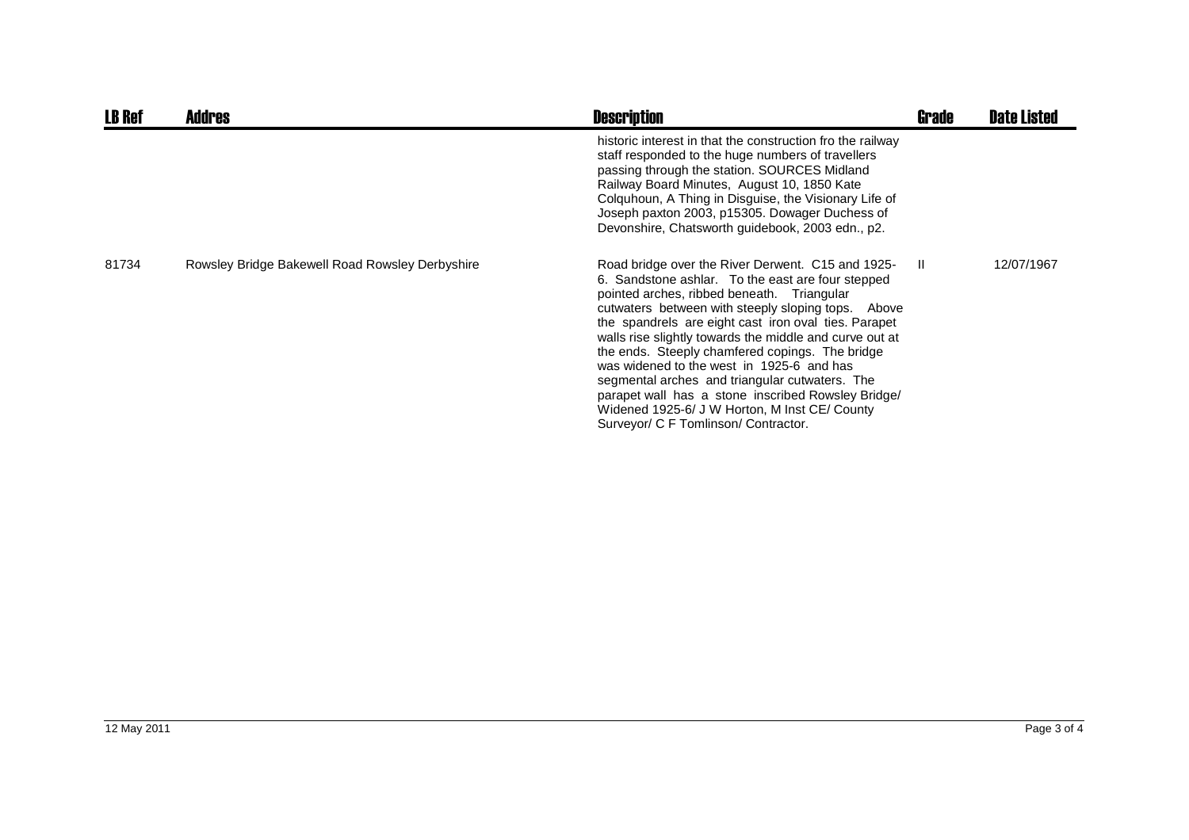| LB Ref | Addres | Description | Grade | Date Listed |
| --- | --- | --- | --- | --- |
| | | historic interest in that the construction fro the railway staff responded to the huge numbers of travellers passing through the station. SOURCES Midland Railway Board Minutes, August 10, 1850 Kate Colquhoun, A Thing in Disguise, the Visionary Life of Joseph paxton 2003, p15305. Dowager Duchess of Devonshire, Chatsworth guidebook, 2003 edn., p2. | | |
| 81734 | Rowsley Bridge Bakewell Road Rowsley Derbyshire | Road bridge over the River Derwent. C15 and 1925-6. Sandstone ashlar. To the east are four stepped pointed arches, ribbed beneath. Triangular cutwaters between with steeply sloping tops. Above the spandrels are eight cast iron oval ties. Parapet walls rise slightly towards the middle and curve out at the ends. Steeply chamfered copings. The bridge was widened to the west in 1925-6 and has segmental arches and triangular cutwaters. The parapet wall has a stone inscribed Rowsley Bridge/ Widened 1925-6/ J W Horton, M Inst CE/ County Surveyor/ C F Tomlinson/ Contractor. | II | 12/07/1967 |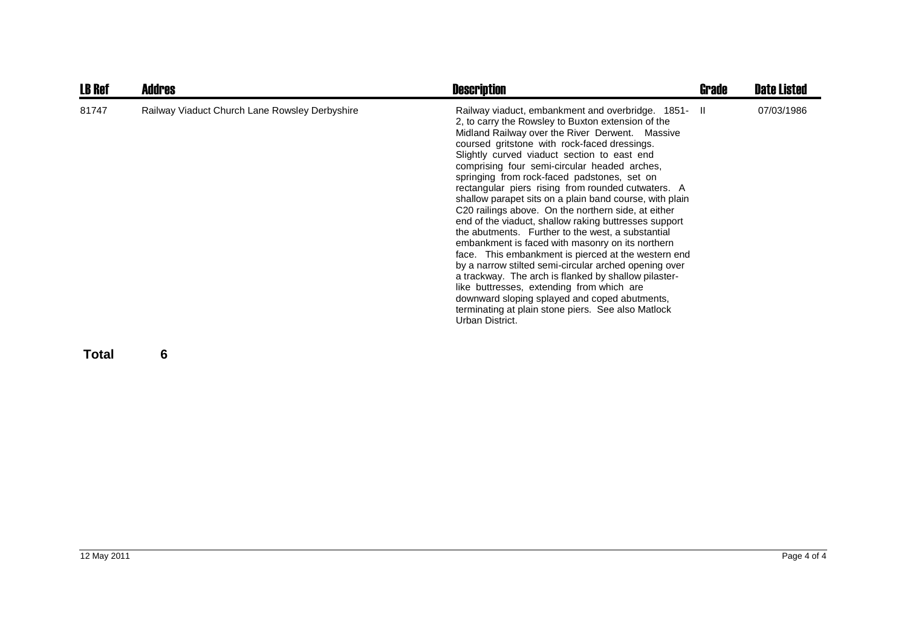| LB Ref | Addres | Description | Grade | Date Listed |
|---|---|---|---|---|
| 81747 | Railway Viaduct Church Lane Rowsley Derbyshire | Railway viaduct, embankment and overbridge. 1851-2, to carry the Rowsley to Buxton extension of the Midland Railway over the River Derwent. Massive coursed gritstone with rock-faced dressings. Slightly curved viaduct section to east end comprising four semi-circular headed arches, springing from rock-faced padstones, set on rectangular piers rising from rounded cutwaters. A shallow parapet sits on a plain band course, with plain C20 railings above. On the northern side, at either end of the viaduct, shallow raking buttresses support the abutments. Further to the west, a substantial embankment is faced with masonry on its northern face. This embankment is pierced at the western end by a narrow stilted semi-circular arched opening over a trackway. The arch is flanked by shallow pilaster-like buttresses, extending from which are downward sloping splayed and coped abutments, terminating at plain stone piers. See also Matlock Urban District. | II | 07/03/1986 |

**Total** **6**

12 May 2011